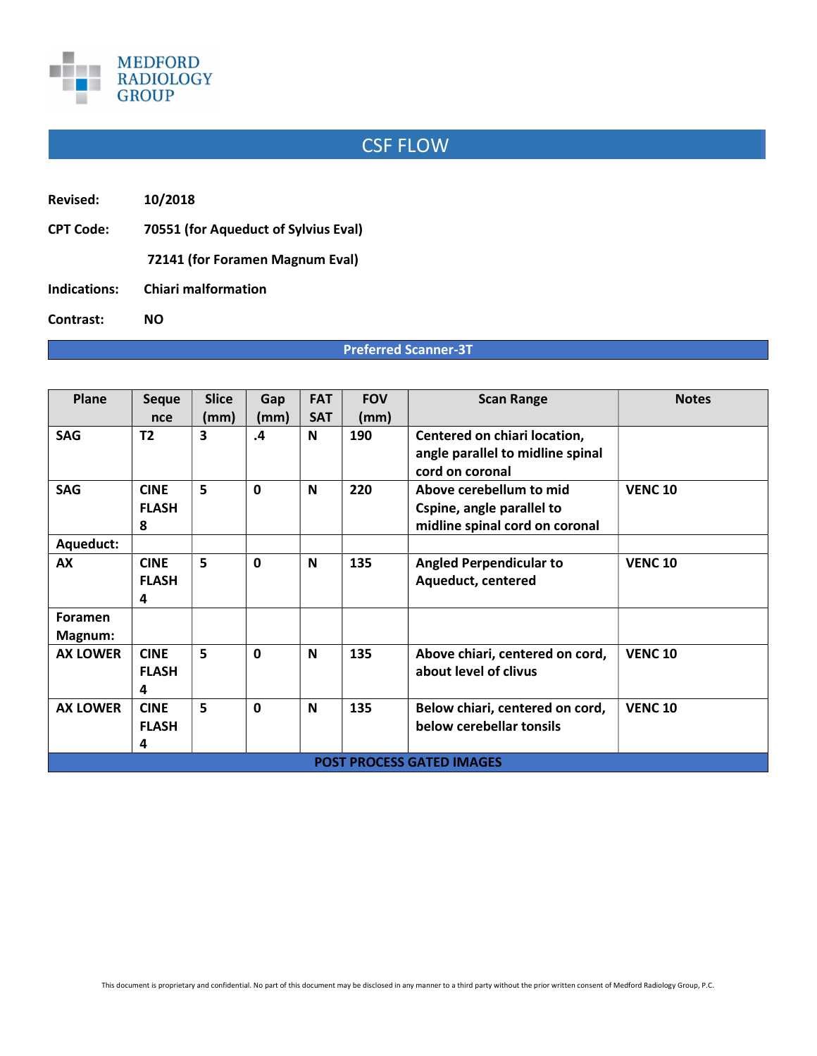MEDFORD RADIOLOGY GROUP

# CSF FLOW

**Revised:** 10/2018

**CPT Code:** 70551 (for Aqueduct of Sylvius Eval)

72141 (for Foramen Magnum Eval)

**Indications:** Chiari malformation

**Contrast:** NO

**Preferred Scanner-3T**

| Plane | Sequence | Slice (mm) | Gap (mm) | FAT SAT | FOV (mm) | Scan Range | Notes |
|---|---|---|---|---|---|---|---|
| SAG | T2 | 3 | .4 | N | 190 | Centered on chiari location, angle parallel to midline spinal cord on coronal | |
| SAG | CINE FLASH 8 | 5 | 0 | N | 220 | Above cerebellum to mid Cspine, angle parallel to midline spinal cord on coronal | VENC 10 |
| Aqueduct: | | | | | | | |
| AX | CINE FLASH 4 | 5 | 0 | N | 135 | Angled Perpendicular to Aqueduct, centered | VENC 10 |
| Foramen Magnum: | | | | | | | |
| AX LOWER | CINE FLASH 4 | 5 | 0 | N | 135 | Above chiari, centered on cord, about level of clivus | VENC 10 |
| AX LOWER | CINE FLASH 4 | 5 | 0 | N | 135 | Below chiari, centered on cord, below cerebellar tonsils | VENC 10 |

**POST PROCESS GATED IMAGES**

This document is proprietary and confidential. No part of this document may be disclosed in any manner to a third party without the prior written consent of Medford Radiology Group, P.C.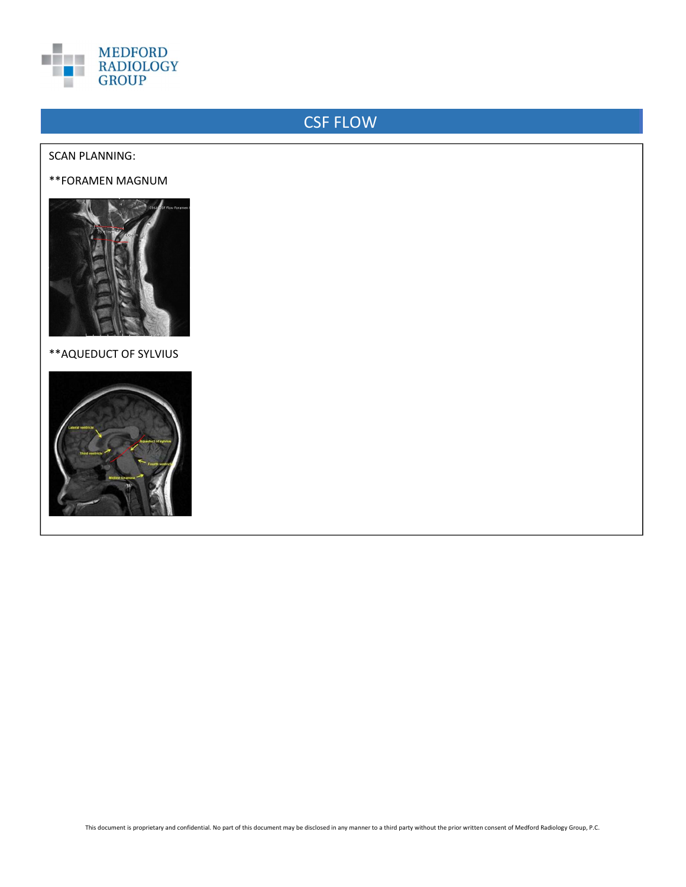# CSF FLOW

SCAN PLANNING:

**FOREMEN MAGNUM**

**AQUEDUCT OF SYLVIUS**

# CSF FLOW

SCAN PLANNING:

**FORAMEN MAGNUM

**AQUEDUCT OF SYLVIUS